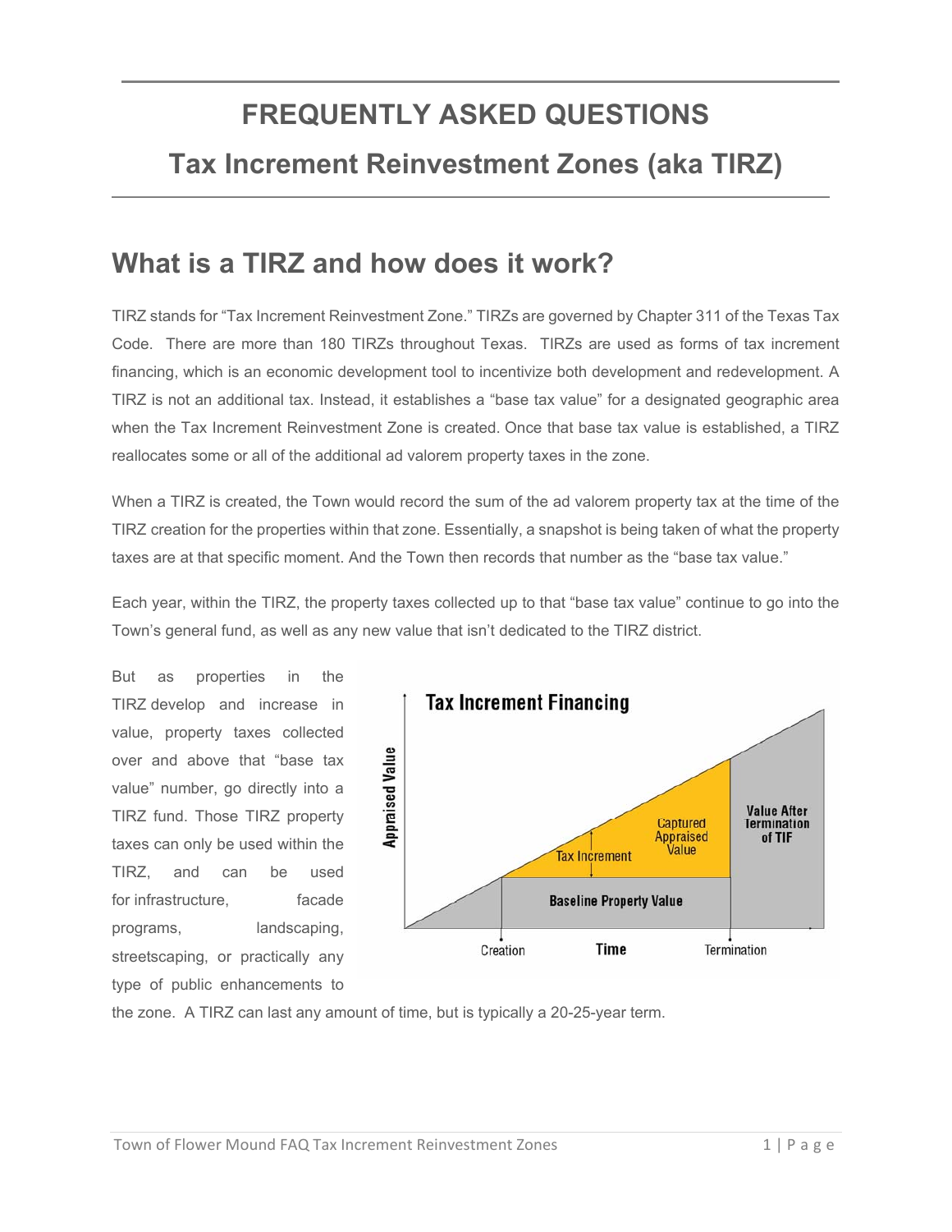# FREQUENTLY ASKED QUESTIONS

## Tax Increment Reinvestment Zones (aka TIRZ)

## What is a TIRZ and how does it work?

TIRZ stands for "Tax Increment Reinvestment Zone." TIRZs are governed by Chapter 311 of the Texas Tax Code. There are more than 180 TIRZs throughout Texas. TIRZs are used as forms of tax increment financing, which is an economic development tool to incentivize both development and redevelopment. A TIRZ is not an additional tax. Instead, it establishes a "base tax value" for a designated geographic area when the Tax Increment Reinvestment Zone is created. Once that base tax value is established, a TIRZ reallocates some or all of the additional ad valorem property taxes in the zone.

When a TIRZ is created, the Town would record the sum of the ad valorem property tax at the time of the TIRZ creation for the properties within that zone. Essentially, a snapshot is being taken of what the property taxes are at that specific moment. And the Town then records that number as the "base tax value."

Each year, within the TIRZ, the property taxes collected up to that "base tax value" continue to go into the Town's general fund, as well as any new value that isn't dedicated to the TIRZ district.

But as properties in the TIRZ develop and increase in value, property taxes collected over and above that "base tax value" number, go directly into a TIRZ fund. Those TIRZ property taxes can only be used within the TIRZ, and can be used for infrastructure, facade programs, landscaping, streetscaping, or practically any type of public enhancements to the zone. A TIRZ can last any amount of time, but is typically a 20-25-year term.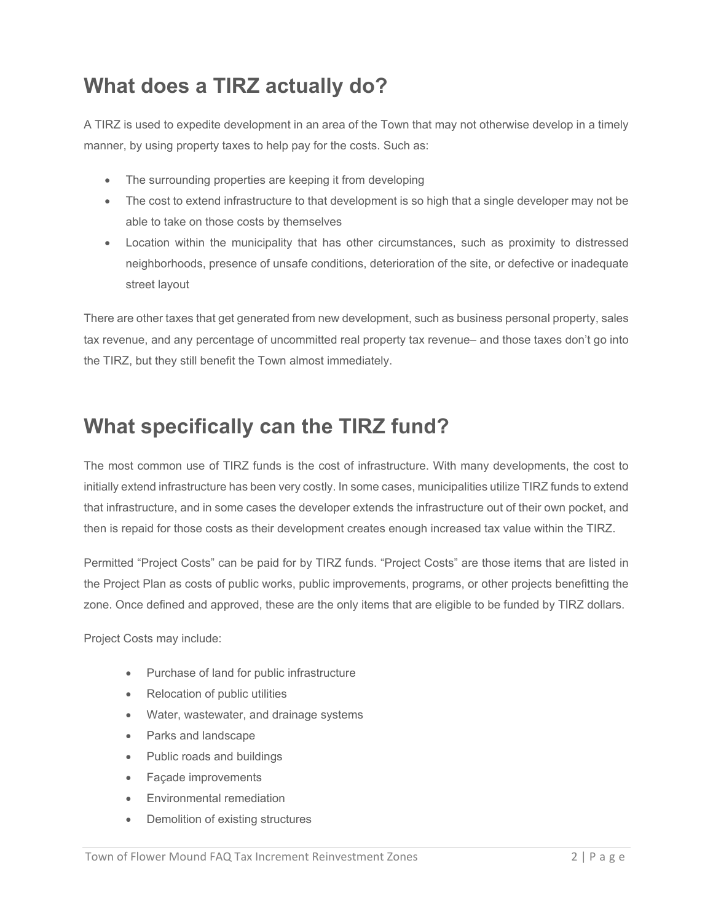## What does a TIRZ actually do?

A TIRZ is used to expedite development in an area of the Town that may not otherwise develop in a timely manner, by using property taxes to help pay for the costs. Such as:

- The surrounding properties are keeping it from developing
- The cost to extend infrastructure to that development is so high that a single developer may not be able to take on those costs by themselves
- Location within the municipality that has other circumstances, such as proximity to distressed neighborhoods, presence of unsafe conditions, deterioration of the site, or defective or inadequate street layout

There are other taxes that get generated from new development, such as business personal property, sales tax revenue, and any percentage of uncommitted real property tax revenue– and those taxes don't go into the TIRZ, but they still benefit the Town almost immediately.

## What specifically can the TIRZ fund?

The most common use of TIRZ funds is the cost of infrastructure. With many developments, the cost to initially extend infrastructure has been very costly. In some cases, municipalities utilize TIRZ funds to extend that infrastructure, and in some cases the developer extends the infrastructure out of their own pocket, and then is repaid for those costs as their development creates enough increased tax value within the TIRZ.

Permitted "Project Costs" can be paid for by TIRZ funds. "Project Costs" are those items that are listed in the Project Plan as costs of public works, public improvements, programs, or other projects benefitting the zone. Once defined and approved, these are the only items that are eligible to be funded by TIRZ dollars.

Project Costs may include:

- Purchase of land for public infrastructure
- Relocation of public utilities
- Water, wastewater, and drainage systems
- Parks and landscape
- Public roads and buildings
- Façade improvements
- Environmental remediation
- Demolition of existing structures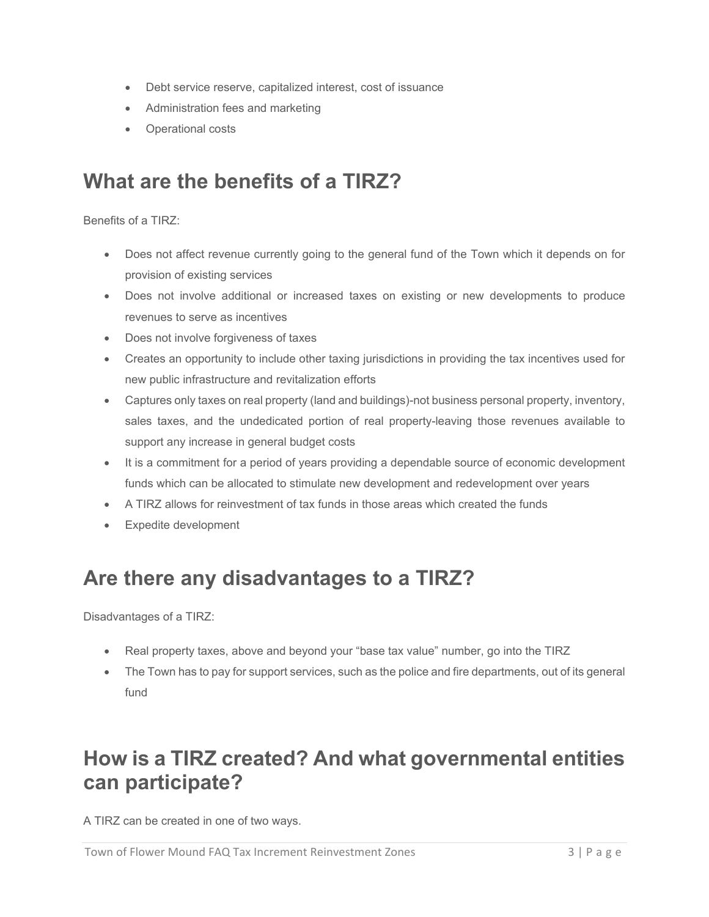- Debt service reserve, capitalized interest, cost of issuance
- Administration fees and marketing
- Operational costs

## What are the benefits of a TIRZ?

Benefits of a TIRZ:

- Does not affect revenue currently going to the general fund of the Town which it depends on for provision of existing services
- Does not involve additional or increased taxes on existing or new developments to produce revenues to serve as incentives
- Does not involve forgiveness of taxes
- Creates an opportunity to include other taxing jurisdictions in providing the tax incentives used for new public infrastructure and revitalization efforts
- Captures only taxes on real property (land and buildings)-not business personal property, inventory, sales taxes, and the undedicated portion of real property-leaving those revenues available to support any increase in general budget costs
- It is a commitment for a period of years providing a dependable source of economic development funds which can be allocated to stimulate new development and redevelopment over years
- A TIRZ allows for reinvestment of tax funds in those areas which created the funds
- Expedite development

## Are there any disadvantages to a TIRZ?

Disadvantages of a TIRZ:

- Real property taxes, above and beyond your "base tax value" number, go into the TIRZ
- The Town has to pay for support services, such as the police and fire departments, out of its general fund

## How is a TIRZ created? And what governmental entities can participate?

A TIRZ can be created in one of two ways.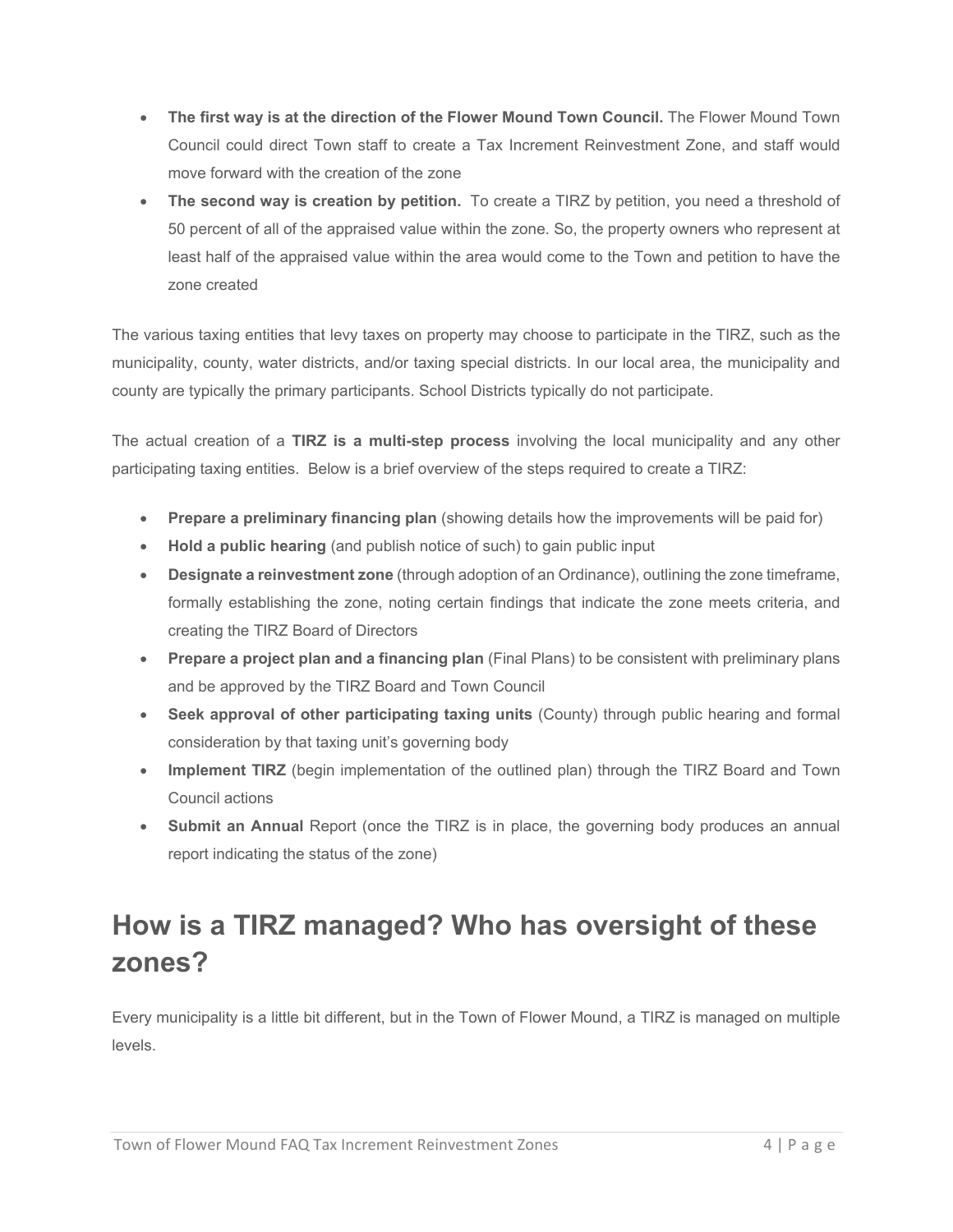- **The first way is at the direction of the Flower Mound Town Council.** The Flower Mound Town Council could direct Town staff to create a Tax Increment Reinvestment Zone, and staff would move forward with the creation of the zone
- **The second way is creation by petition.** To create a TIRZ by petition, you need a threshold of 50 percent of all of the appraised value within the zone. So, the property owners who represent at least half of the appraised value within the area would come to the Town and petition to have the zone created

The various taxing entities that levy taxes on property may choose to participate in the TIRZ, such as the municipality, county, water districts, and/or taxing special districts. In our local area, the municipality and county are typically the primary participants. School Districts typically do not participate.

The actual creation of a **TIRZ is a multi-step process** involving the local municipality and any other participating taxing entities. Below is a brief overview of the steps required to create a TIRZ:

- **Prepare a preliminary financing plan** (showing details how the improvements will be paid for)
- **Hold a public hearing** (and publish notice of such) to gain public input
- **Designate a reinvestment zone** (through adoption of an Ordinance), outlining the zone timeframe, formally establishing the zone, noting certain findings that indicate the zone meets criteria, and creating the TIRZ Board of Directors
- **Prepare a project plan and a financing plan** (Final Plans) to be consistent with preliminary plans and be approved by the TIRZ Board and Town Council
- **Seek approval of other participating taxing units** (County) through public hearing and formal consideration by that taxing unit's governing body
- **Implement TIRZ** (begin implementation of the outlined plan) through the TIRZ Board and Town Council actions
- **Submit an Annual** Report (once the TIRZ is in place, the governing body produces an annual report indicating the status of the zone)

## How is a TIRZ managed? Who has oversight of these zones?

Every municipality is a little bit different, but in the Town of Flower Mound, a TIRZ is managed on multiple levels.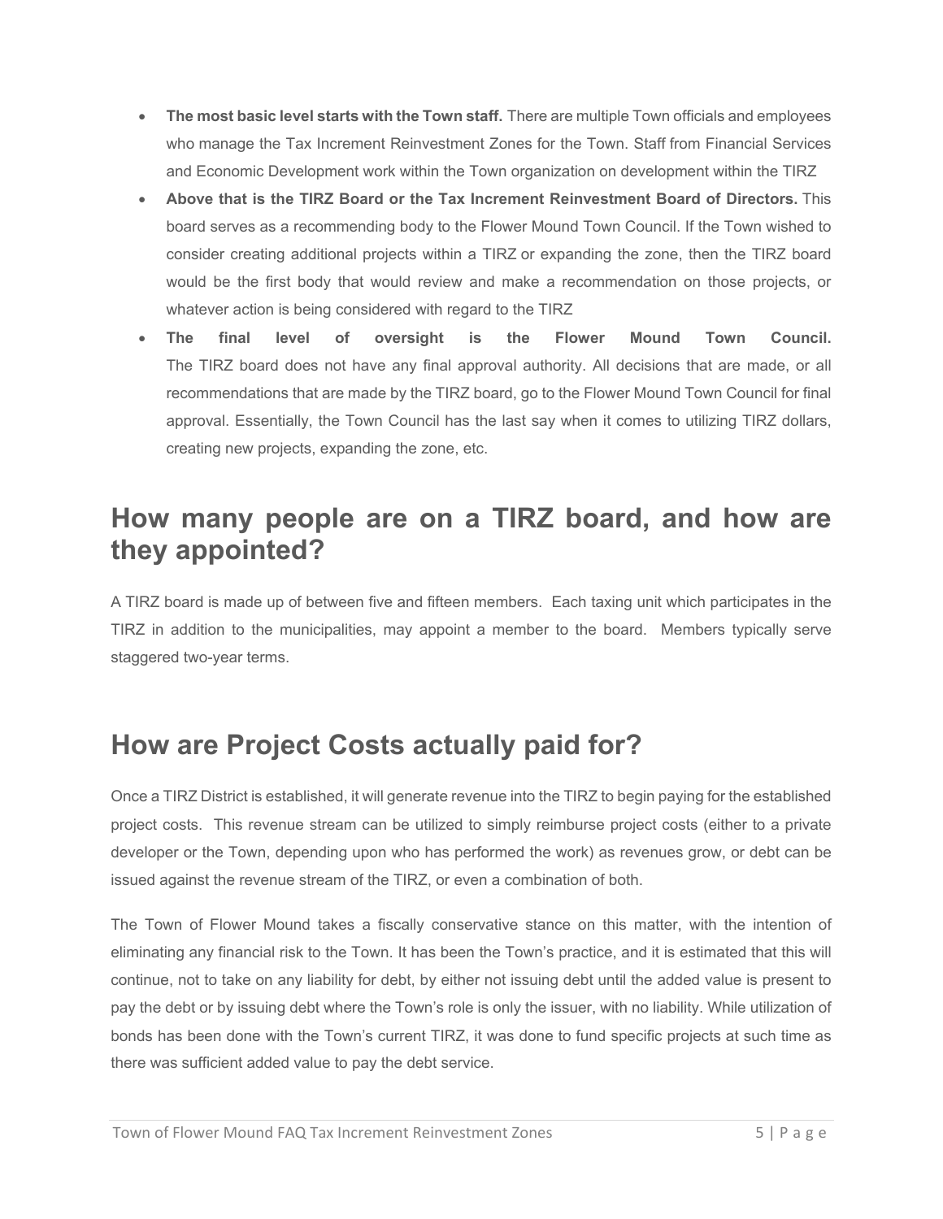- **The most basic level starts with the Town staff.** There are multiple Town officials and employees who manage the Tax Increment Reinvestment Zones for the Town. Staff from Financial Services and Economic Development work within the Town organization on development within the TIRZ
- **Above that is the TIRZ Board or the Tax Increment Reinvestment Board of Directors.** This board serves as a recommending body to the Flower Mound Town Council. If the Town wished to consider creating additional projects within a TIRZ or expanding the zone, then the TIRZ board would be the first body that would review and make a recommendation on those projects, or whatever action is being considered with regard to the TIRZ
- **The final level of oversight is the Flower Mound Town Council.** The TIRZ board does not have any final approval authority. All decisions that are made, or all recommendations that are made by the TIRZ board, go to the Flower Mound Town Council for final approval. Essentially, the Town Council has the last say when it comes to utilizing TIRZ dollars, creating new projects, expanding the zone, etc.

## How many people are on a TIRZ board, and how are they appointed?

A TIRZ board is made up of between five and fifteen members. Each taxing unit which participates in the TIRZ in addition to the municipalities, may appoint a member to the board. Members typically serve staggered two-year terms.

## How are Project Costs actually paid for?

Once a TIRZ District is established, it will generate revenue into the TIRZ to begin paying for the established project costs. This revenue stream can be utilized to simply reimburse project costs (either to a private developer or the Town, depending upon who has performed the work) as revenues grow, or debt can be issued against the revenue stream of the TIRZ, or even a combination of both.

The Town of Flower Mound takes a fiscally conservative stance on this matter, with the intention of eliminating any financial risk to the Town. It has been the Town's practice, and it is estimated that this will continue, not to take on any liability for debt, by either not issuing debt until the added value is present to pay the debt or by issuing debt where the Town's role is only the issuer, with no liability. While utilization of bonds has been done with the Town's current TIRZ, it was done to fund specific projects at such time as there was sufficient added value to pay the debt service.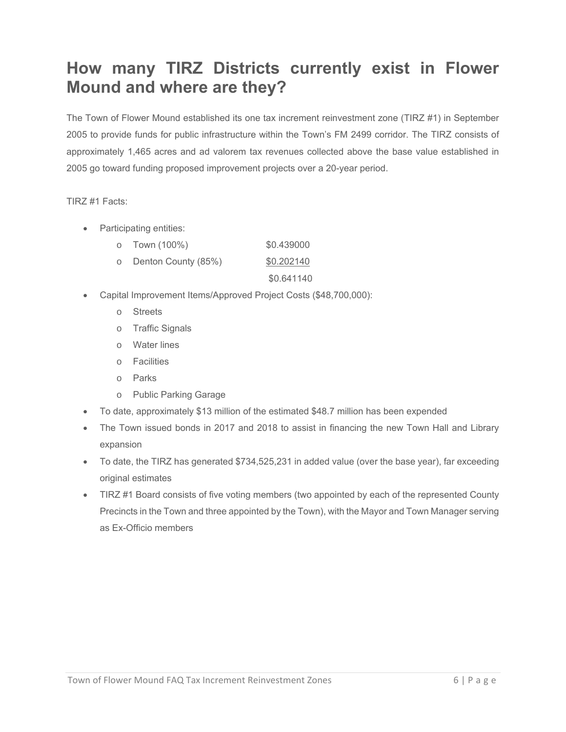# How many TIRZ Districts currently exist in Flower Mound and where are they?

The Town of Flower Mound established its one tax increment reinvestment zone (TIRZ #1) in September 2005 to provide funds for public infrastructure within the Town's FM 2499 corridor. The TIRZ consists of approximately 1,465 acres and ad valorem tax revenues collected above the base value established in 2005 go toward funding proposed improvement projects over a 20-year period.

TIRZ #1 Facts:

- Participating entities:
  - Town (100%) $0.439000
  - Denton County (85%) $0.202140
  
  $0.641140
- Capital Improvement Items/Approved Project Costs ($48,700,000):
  - Streets
  - Traffic Signals
  - Water lines
  - Facilities
  - Parks
  - Public Parking Garage
- To date, approximately $13 million of the estimated $48.7 million has been expended
- The Town issued bonds in 2017 and 2018 to assist in financing the new Town Hall and Library expansion
- To date, the TIRZ has generated $734,525,231 in added value (over the base year), far exceeding original estimates
- TIRZ #1 Board consists of five voting members (two appointed by each of the represented County Precincts in the Town and three appointed by the Town), with the Mayor and Town Manager serving as Ex-Officio members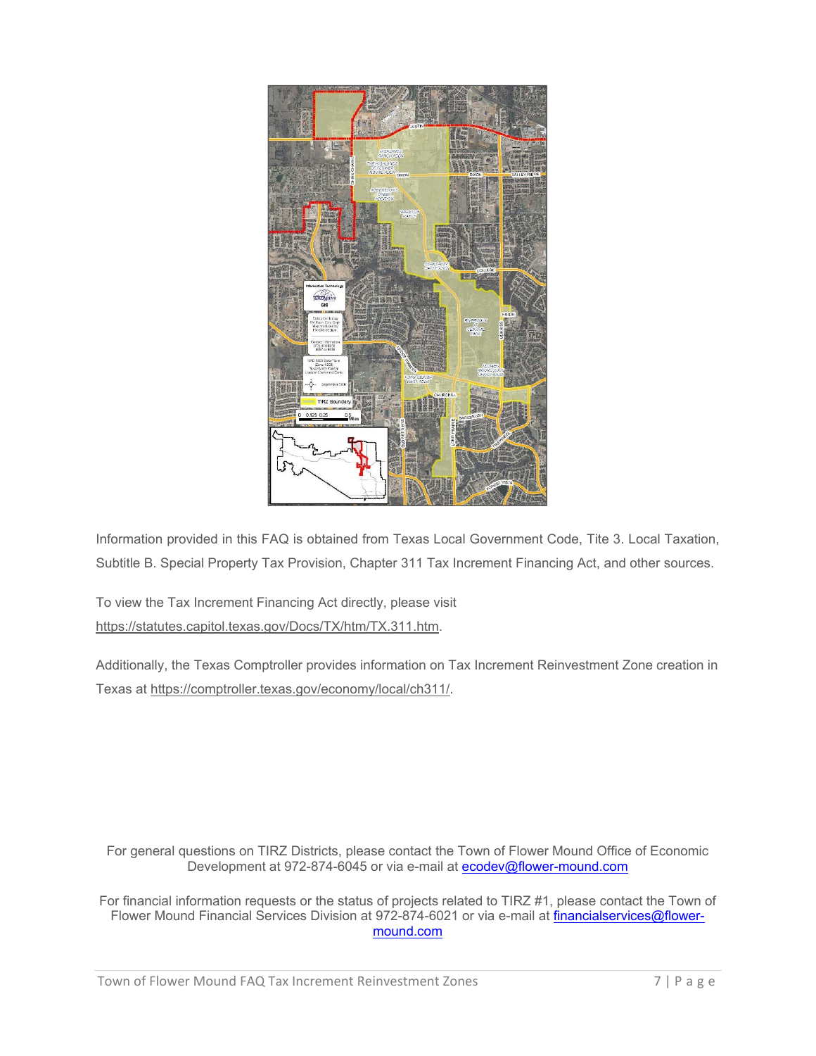Information provided in this FAQ is obtained from Texas Local Government Code, Tite 3. Local Taxation, Subtitle B. Special Property Tax Provision, Chapter 311 Tax Increment Financing Act, and other sources.

To view the Tax Increment Financing Act directly, please visit https://statutes.capitol.texas.gov/Docs/TX/htm/TX.311.htm.

Additionally, the Texas Comptroller provides information on Tax Increment Reinvestment Zone creation in Texas at https://comptroller.texas.gov/economy/local/ch311/.

For general questions on TIRZ Districts, please contact the Town of Flower Mound Office of Economic Development at 972-874-6045 or via e-mail at ecodev@flower-mound.com

For financial information requests or the status of projects related to TIRZ #1, please contact the Town of Flower Mound Financial Services Division at 972-874-6021 or via e-mail at financialservices@flower-mound.com